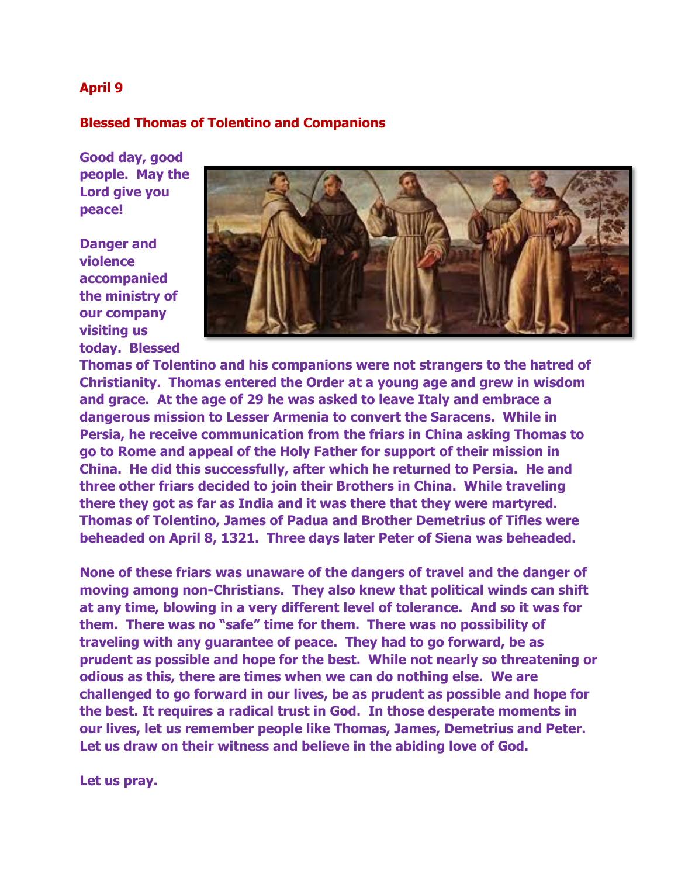**April 9**

**Blessed Thomas of Tolentino and Companions**

**Good day, good people. May the Lord give you peace!**

**Danger and violence accompanied the ministry of our company visiting us today. Blessed Thomas of Tolentino and his companions were not strangers to the hatred of Christianity. Thomas entered the Order at a young age and grew in wisdom and grace. At the age of 29 he was asked to leave Italy and embrace a dangerous mission to Lesser Armenia to convert the Saracens. While in Persia, he receive communication from the friars in China asking Thomas to go to Rome and appeal of the Holy Father for support of their mission in China. He did this successfully, after which he returned to Persia. He and three other friars decided to join their Brothers in China. While traveling there they got as far as India and it was there that they were martyred. Thomas of Tolentino, James of Padua and Brother Demetrius of Tifles were beheaded on April 8, 1321. Three days later Peter of Siena was beheaded.**

**None of these friars was unaware of the dangers of travel and the danger of moving among non-Christians. They also knew that political winds can shift at any time, blowing in a very different level of tolerance. And so it was for them. There was no "safe" time for them. There was no possibility of traveling with any guarantee of peace. They had to go forward, be as prudent as possible and hope for the best. While not nearly so threatening or odious as this, there are times when we can do nothing else. We are challenged to go forward in our lives, be as prudent as possible and hope for the best. It requires a radical trust in God. In those desperate moments in our lives, let us remember people like Thomas, James, Demetrius and Peter. Let us draw on their witness and believe in the abiding love of God.**

**Let us pray.**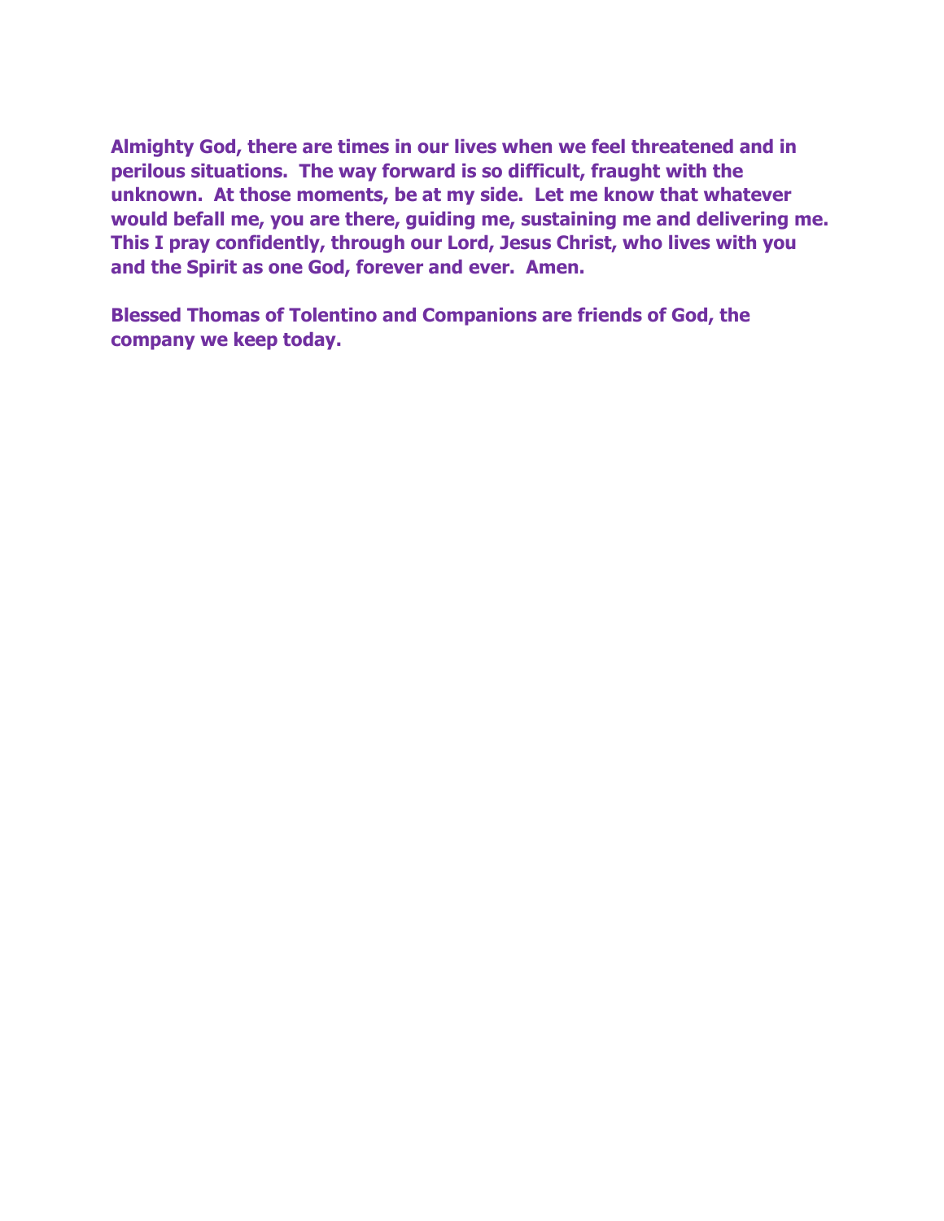**Almighty God, there are times in our lives when we feel threatened and in perilous situations. The way forward is so difficult, fraught with the unknown. At those moments, be at my side. Let me know that whatever would befall me, you are there, guiding me, sustaining me and delivering me. This I pray confidently, through our Lord, Jesus Christ, who lives with you and the Spirit as one God, forever and ever. Amen.**

**Blessed Thomas of Tolentino and Companions are friends of God, the company we keep today.**